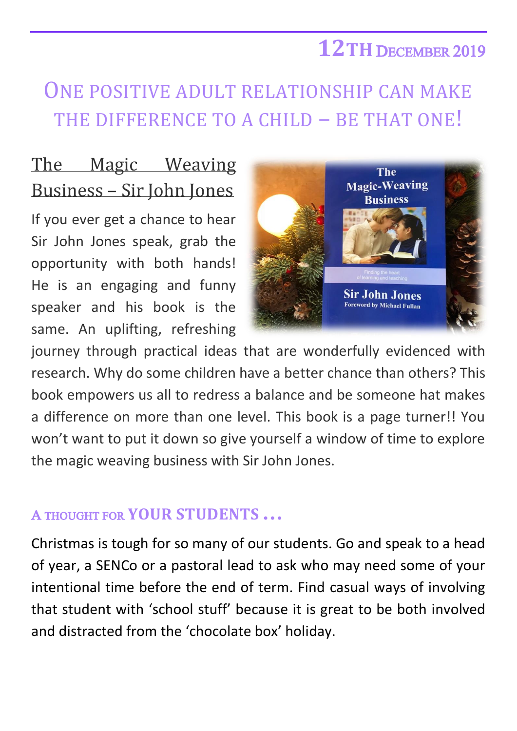12TH DECEMBER 2019

# ONE POSITIVE ADULT RELATIONSHIP CAN MAKE THE DIFFERENCE TO A CHILD – BE THAT ONE!

## The Magic Weaving Business – Sir John Jones

If you ever get a chance to hear Sir John Jones speak, grab the opportunity with both hands! He is an engaging and funny speaker and his book is the same. An uplifting, refreshing journey through practical ideas that are wonderfully evidenced with research. Why do some children have a better chance than others? This book empowers us all to redress a balance and be someone hat makes a difference on more than one level. This book is a page turner!! You won't want to put it down so give yourself a window of time to explore the magic weaving business with Sir John Jones.

## A THOUGHT FOR YOUR STUDENTS …

Christmas is tough for so many of our students. Go and speak to a head of year, a SENCo or a pastoral lead to ask who may need some of your intentional time before the end of term. Find casual ways of involving that student with 'school stuff' because it is great to be both involved and distracted from the 'chocolate box' holiday.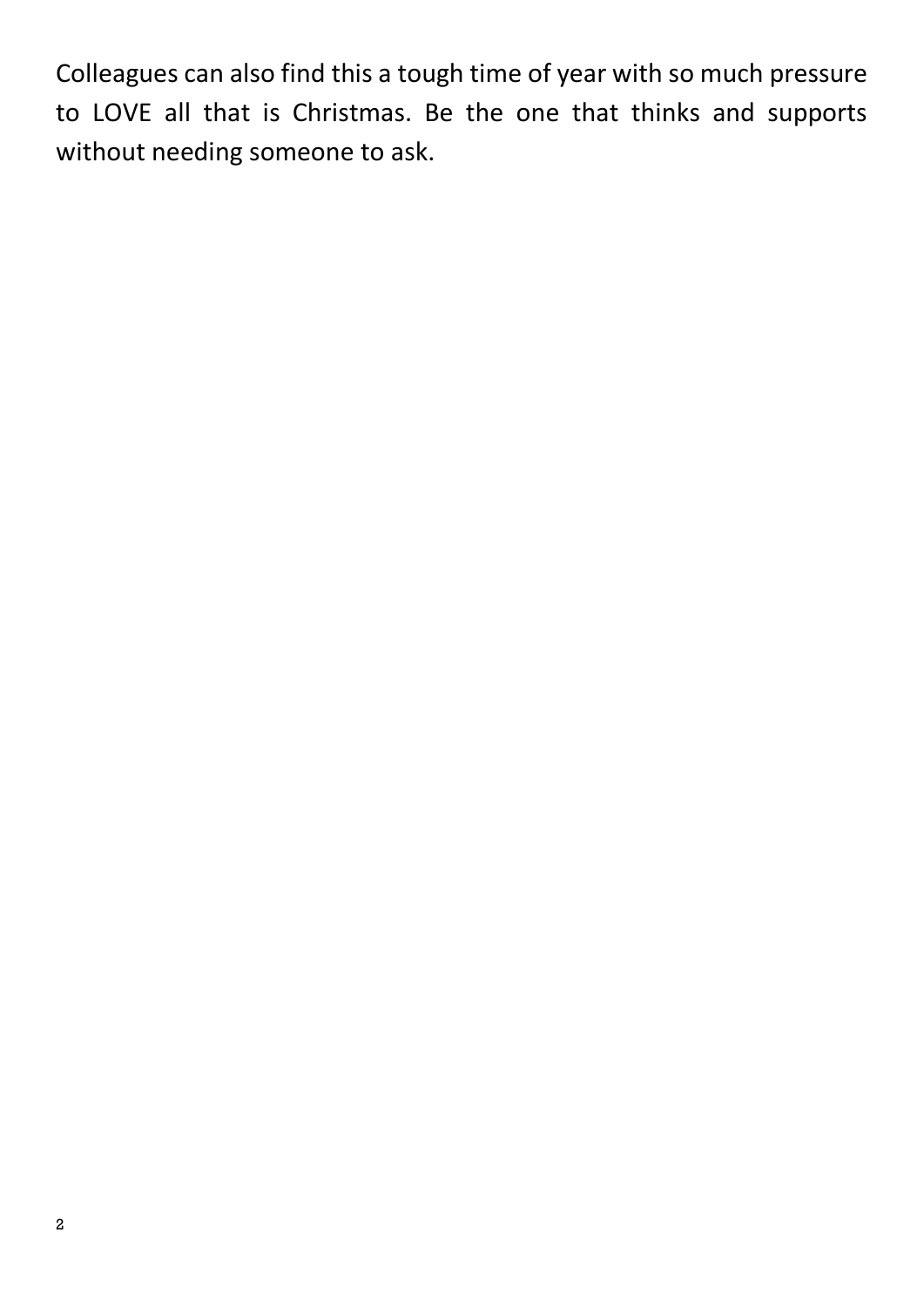Colleagues can also find this a tough time of year with so much pressure to LOVE all that is Christmas. Be the one that thinks and supports without needing someone to ask.